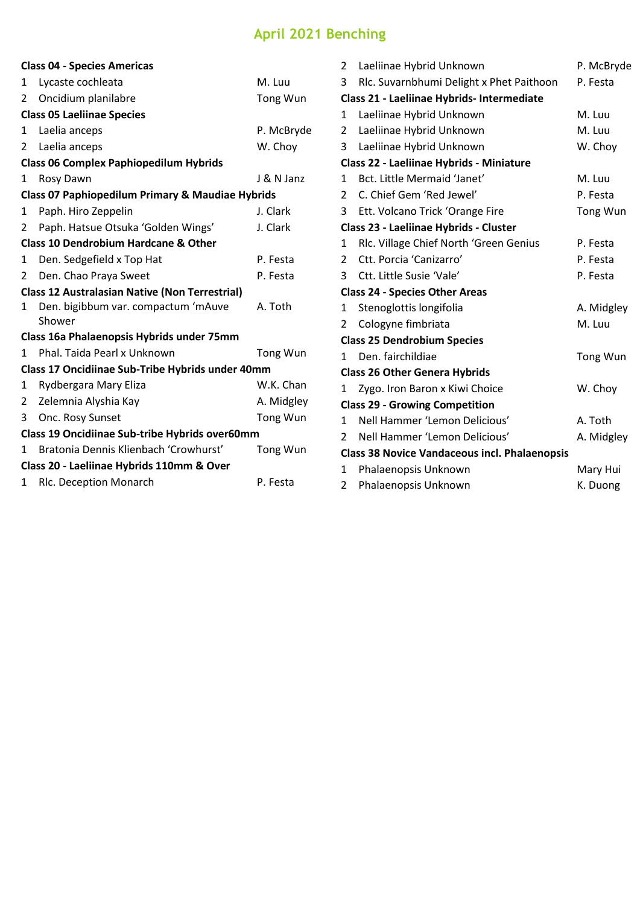# April 2021 Benching

**Class 04 - Species Americas**

| | | |
|---|---|---|
| 1 | Lycaste cochleata | M. Luu |
| 2 | Oncidium planilabre | Tong Wun |

**Class 05 Laeliinae Species**

| | | |
|---|---|---|
| 1 | Laelia anceps | P. McBryde |
| 2 | Laelia anceps | W. Choy |

**Class 06 Complex Paphiopedilum Hybrids**

| | | |
|---|---|---|
| 1 | Rosy Dawn | J & N Janz |

**Class 07 Paphiopedilum Primary & Maudiae Hybrids**

| | | |
|---|---|---|
| 1 | Paph. Hiro Zeppelin | J. Clark |
| 2 | Paph. Hatsue Otsuka 'Golden Wings' | J. Clark |

**Class 10 Dendrobium Hardcane & Other**

| | | |
|---|---|---|
| 1 | Den. Sedgefield x Top Hat | P. Festa |
| 2 | Den. Chao Praya Sweet | P. Festa |

**Class 12 Australasian Native (Non Terrestrial)**

| | | |
|---|---|---|
| 1 | Den. bigibbum var. compactum 'mAuve Shower | A. Toth |

**Class 16a Phalaenopsis Hybrids under 75mm**

| | | |
|---|---|---|
| 1 | Phal. Taida Pearl x Unknown | Tong Wun |

**Class 17 Oncidiinae Sub-Tribe Hybrids under 40mm**

| | | |
|---|---|---|
| 1 | Rydbergara Mary Eliza | W.K. Chan |
| 2 | Zelemnia Alyshia Kay | A. Midgley |
| 3 | Onc. Rosy Sunset | Tong Wun |

**Class 19 Oncidiinae Sub-tribe Hybrids over60mm**

| | | |
|---|---|---|
| 1 | Bratonia Dennis Klienbach 'Crowhurst' | Tong Wun |

**Class 20 - Laeliinae Hybrids 110mm & Over**

| | | |
|---|---|---|
| 1 | Rlc. Deception Monarch | P. Festa |
| 2 | Laeliinae Hybrid Unknown | P. McBryde |
| 3 | Rlc. Suvarnbhumi Delight x Phet Paithoon | P. Festa |

**Class 21 - Laeliinae Hybrids- Intermediate**

| | | |
|---|---|---|
| 1 | Laeliinae Hybrid Unknown | M. Luu |
| 2 | Laeliinae Hybrid Unknown | M. Luu |
| 3 | Laeliinae Hybrid Unknown | W. Choy |

**Class 22 - Laeliinae Hybrids - Miniature**

| | | |
|---|---|---|
| 1 | Bct. Little Mermaid 'Janet' | M. Luu |
| 2 | C. Chief Gem 'Red Jewel' | P. Festa |
| 3 | Ett. Volcano Trick 'Orange Fire | Tong Wun |

**Class 23 - Laeliinae Hybrids - Cluster**

| | | |
|---|---|---|
| 1 | Rlc. Village Chief North 'Green Genius | P. Festa |
| 2 | Ctt. Porcia 'Canizarro' | P. Festa |
| 3 | Ctt. Little Susie 'Vale' | P. Festa |

**Class 24 - Species Other Areas**

| | | |
|---|---|---|
| 1 | Stenoglottis longifolia | A. Midgley |
| 2 | Cologyne fimbriata | M. Luu |

**Class 25 Dendrobium Species**

| | | |
|---|---|---|
| 1 | Den. fairchildiae | Tong Wun |

**Class 26 Other Genera Hybrids**

| | | |
|---|---|---|
| 1 | Zygo. Iron Baron x Kiwi Choice | W. Choy |

**Class 29 - Growing Competition**

| | | |
|---|---|---|
| 1 | Nell Hammer 'Lemon Delicious' | A. Toth |
| 2 | Nell Hammer 'Lemon Delicious' | A. Midgley |

**Class 38 Novice Vandaceous incl. Phalaenopsis**

| | | |
|---|---|---|
| 1 | Phalaenopsis Unknown | Mary Hui |
| 2 | Phalaenopsis Unknown | K. Duong |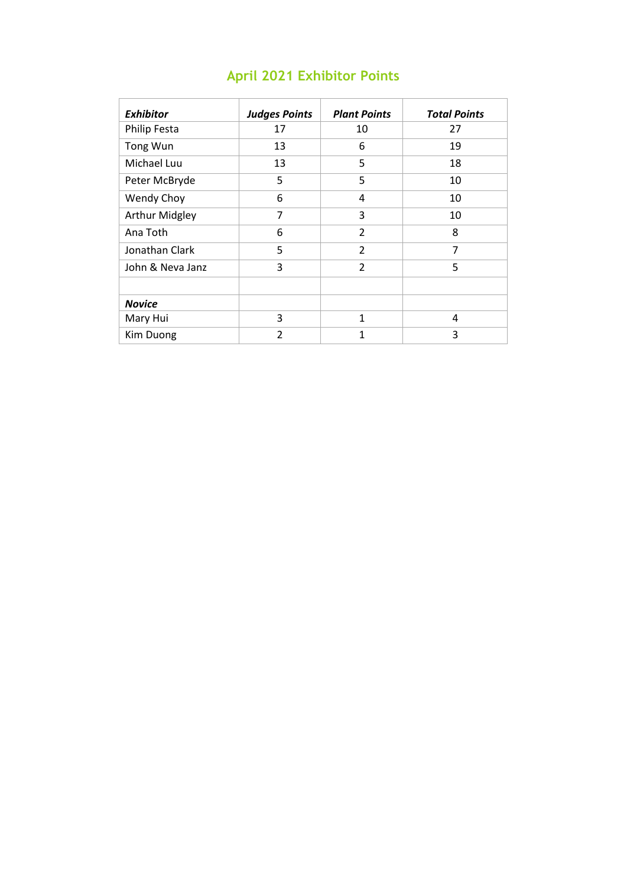## April 2021 Exhibitor Points

| *Exhibitor* | *Judges Points* | *Plant Points* | *Total Points* |
|---|---|---|---|
| Philip Festa | 17 | 10 | 27 |
| Tong Wun | 13 | 6 | 19 |
| Michael Luu | 13 | 5 | 18 |
| Peter McBryde | 5 | 5 | 10 |
| Wendy Choy | 6 | 4 | 10 |
| Arthur Midgley | 7 | 3 | 10 |
| Ana Toth | 6 | 2 | 8 |
| Jonathan Clark | 5 | 2 | 7 |
| John & Neva Janz | 3 | 2 | 5 |
| | | | |
| ***Novice*** | | | |
| Mary Hui | 3 | 1 | 4 |
| Kim Duong | 2 | 1 | 3 |